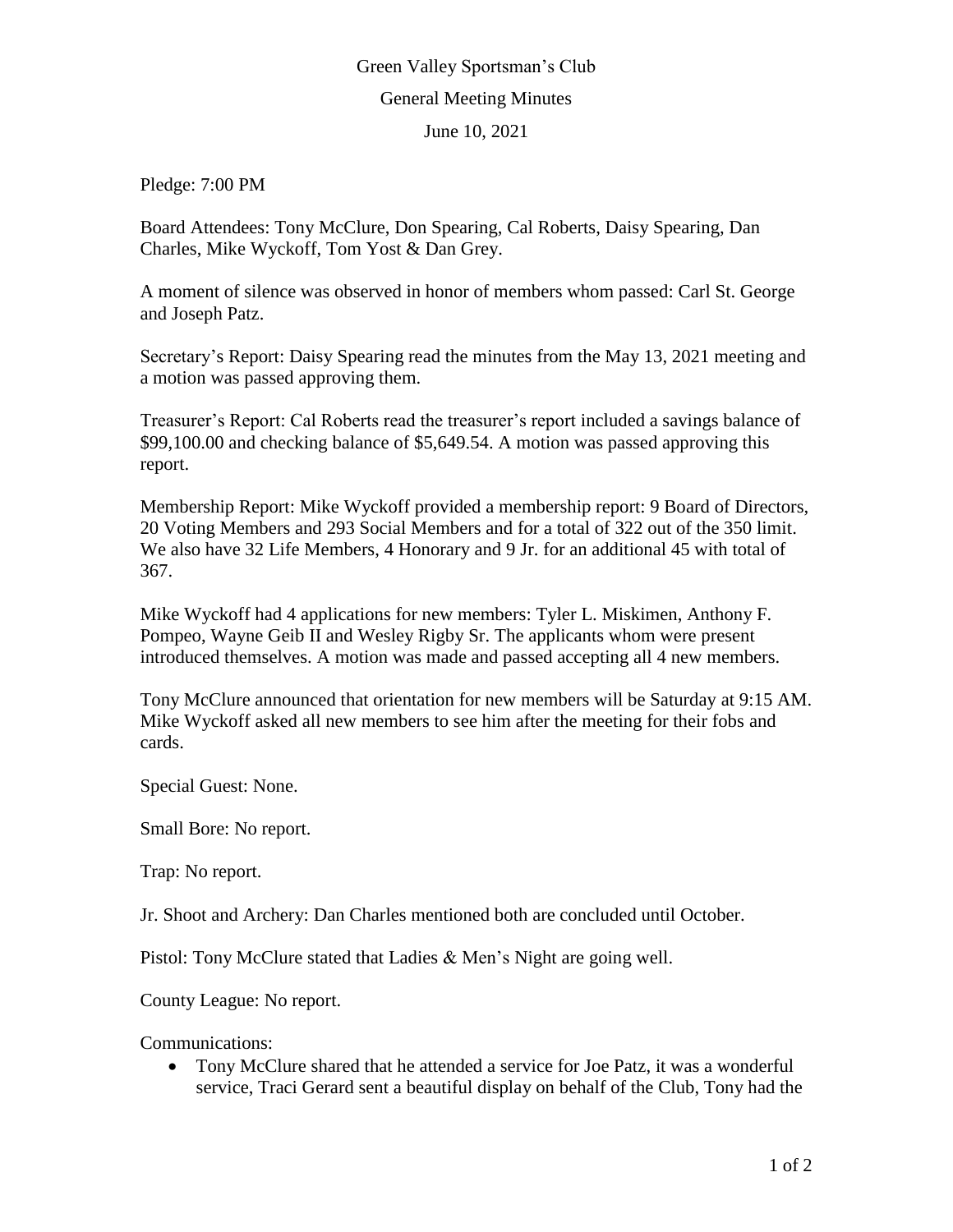# Green Valley Sportsman's Club

## General Meeting Minutes

### June 10, 2021

Pledge: 7:00 PM

Board Attendees: Tony McClure, Don Spearing, Cal Roberts, Daisy Spearing, Dan Charles, Mike Wyckoff, Tom Yost & Dan Grey.

A moment of silence was observed in honor of members whom passed: Carl St. George and Joseph Patz.

Secretary's Report: Daisy Spearing read the minutes from the May 13, 2021 meeting and a motion was passed approving them.

Treasurer's Report: Cal Roberts read the treasurer's report included a savings balance of $99,100.00 and checking balance of $5,649.54. A motion was passed approving this report.

Membership Report: Mike Wyckoff provided a membership report: 9 Board of Directors, 20 Voting Members and 293 Social Members and for a total of 322 out of the 350 limit. We also have 32 Life Members, 4 Honorary and 9 Jr. for an additional 45 with total of 367.

Mike Wyckoff had 4 applications for new members: Tyler L. Miskimen, Anthony F. Pompeo, Wayne Geib II and Wesley Rigby Sr. The applicants whom were present introduced themselves. A motion was made and passed accepting all 4 new members.

Tony McClure announced that orientation for new members will be Saturday at 9:15 AM. Mike Wyckoff asked all new members to see him after the meeting for their fobs and cards.

Special Guest: None.

Small Bore: No report.

Trap: No report.

Jr. Shoot and Archery: Dan Charles mentioned both are concluded until October.

Pistol: Tony McClure stated that Ladies & Men's Night are going well.

County League: No report.

Communications:

- Tony McClure shared that he attended a service for Joe Patz, it was a wonderful service, Traci Gerard sent a beautiful display on behalf of the Club, Tony had the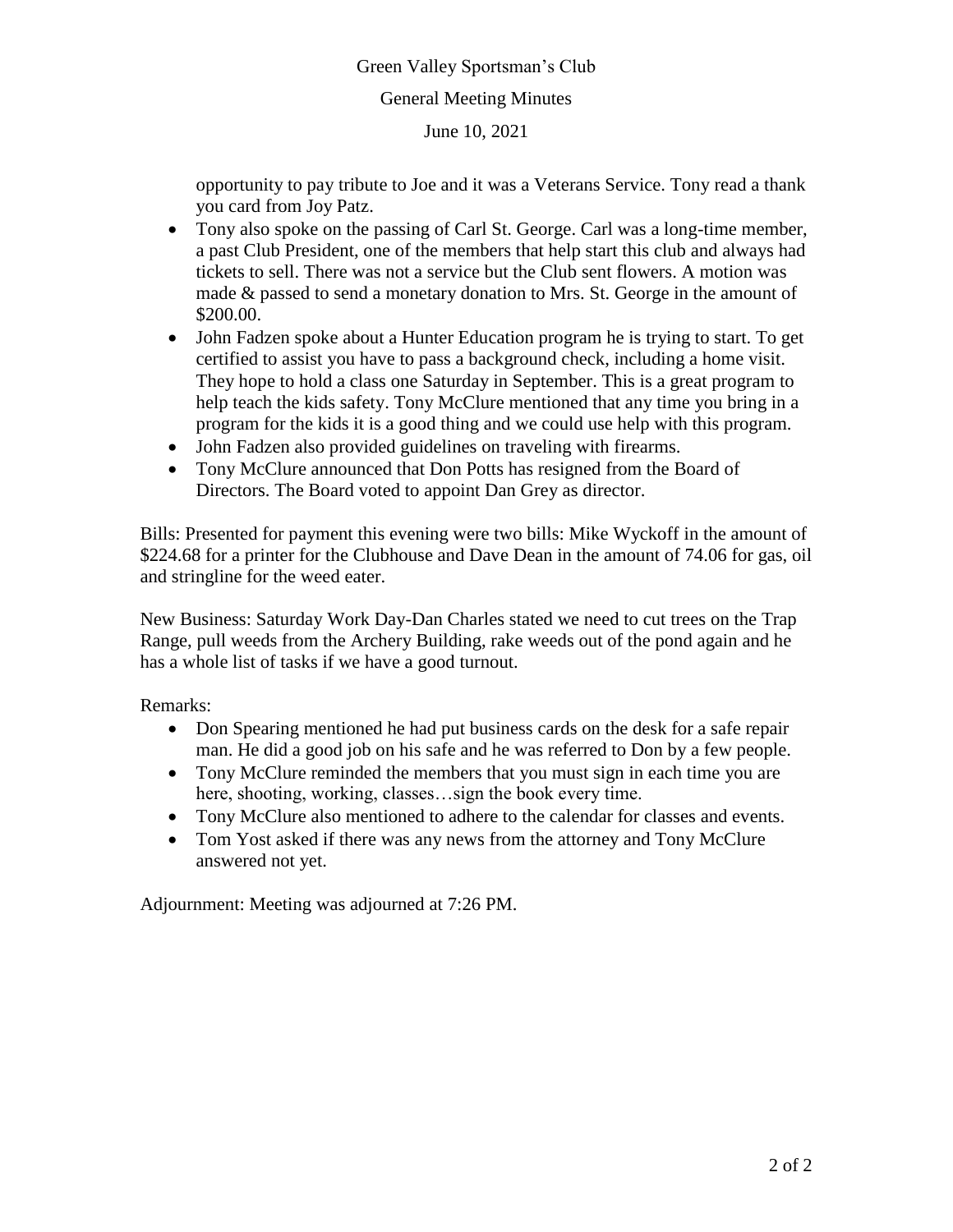opportunity to pay tribute to Joe and it was a Veterans Service. Tony read a thank you card from Joy Patz.

- Tony also spoke on the passing of Carl St. George. Carl was a long-time member, a past Club President, one of the members that help start this club and always had tickets to sell. There was not a service but the Club sent flowers. A motion was made & passed to send a monetary donation to Mrs. St. George in the amount of $200.00.
- John Fadzen spoke about a Hunter Education program he is trying to start. To get certified to assist you have to pass a background check, including a home visit. They hope to hold a class one Saturday in September. This is a great program to help teach the kids safety. Tony McClure mentioned that any time you bring in a program for the kids it is a good thing and we could use help with this program.
- John Fadzen also provided guidelines on traveling with firearms.
- Tony McClure announced that Don Potts has resigned from the Board of Directors. The Board voted to appoint Dan Grey as director.

Bills: Presented for payment this evening were two bills: Mike Wyckoff in the amount of $224.68 for a printer for the Clubhouse and Dave Dean in the amount of 74.06 for gas, oil and stringline for the weed eater.

New Business: Saturday Work Day-Dan Charles stated we need to cut trees on the Trap Range, pull weeds from the Archery Building, rake weeds out of the pond again and he has a whole list of tasks if we have a good turnout.

Remarks:

- Don Spearing mentioned he had put business cards on the desk for a safe repair man. He did a good job on his safe and he was referred to Don by a few people.
- Tony McClure reminded the members that you must sign in each time you are here, shooting, working, classes…sign the book every time.
- Tony McClure also mentioned to adhere to the calendar for classes and events.
- Tom Yost asked if there was any news from the attorney and Tony McClure answered not yet.

Adjournment: Meeting was adjourned at 7:26 PM.